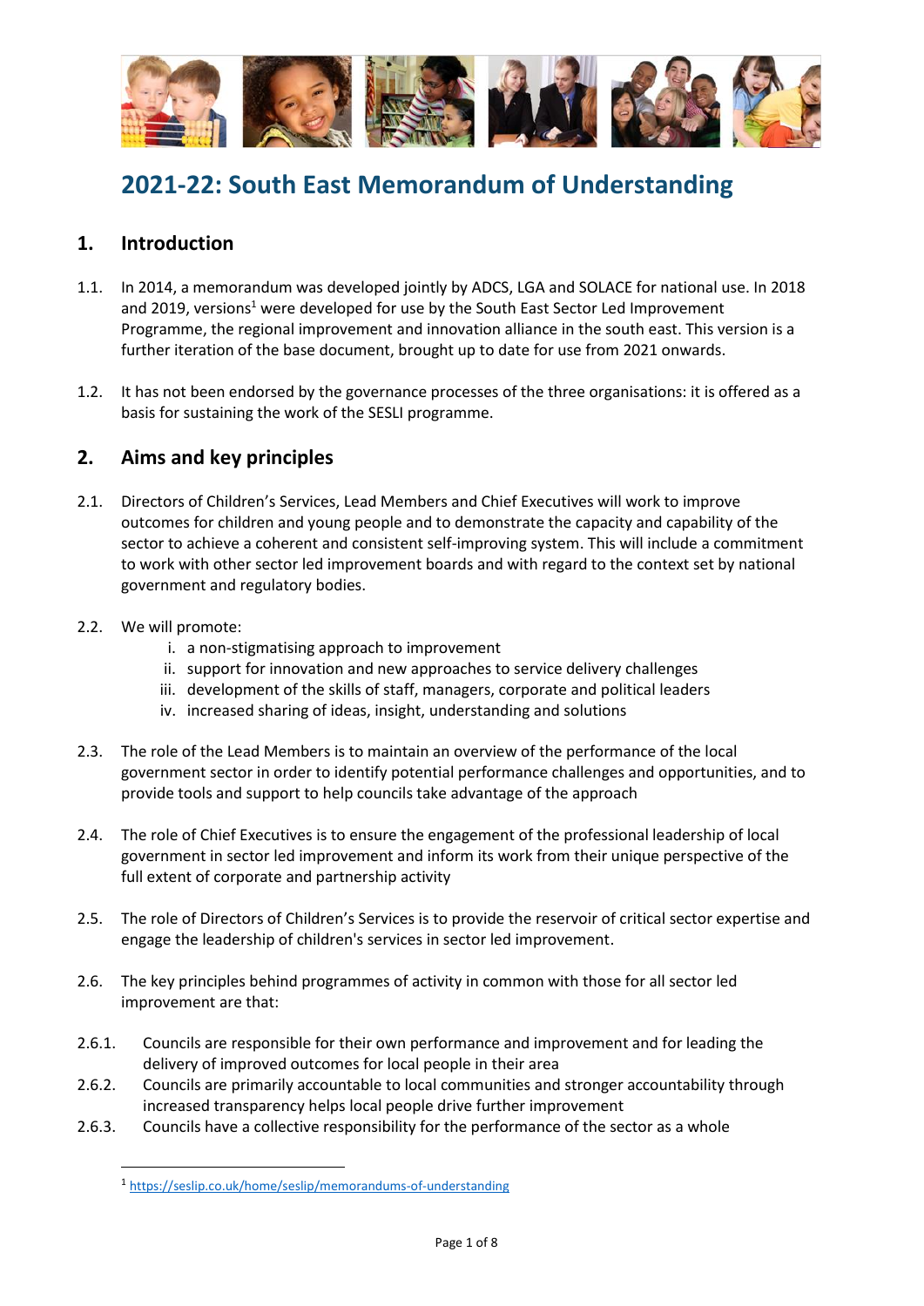# 2021-22: South East Memorandum of Understanding

## 1. Introduction

1.1. In 2014, a memorandum was developed jointly by ADCS, LGA and SOLACE for national use. In 2018 and 2019, versions[1] were developed for use by the South East Sector Led Improvement Programme, the regional improvement and innovation alliance in the south east. This version is a further iteration of the base document, brought up to date for use from 2021 onwards.

1.2. It has not been endorsed by the governance processes of the three organisations: it is offered as a basis for sustaining the work of the SESLI programme.

## 2. Aims and key principles

2.1. Directors of Children's Services, Lead Members and Chief Executives will work to improve outcomes for children and young people and to demonstrate the capacity and capability of the sector to achieve a coherent and consistent self-improving system. This will include a commitment to work with other sector led improvement boards and with regard to the context set by national government and regulatory bodies.

2.2. We will promote:

i. a non-stigmatising approach to improvement
ii. support for innovation and new approaches to service delivery challenges
iii. development of the skills of staff, managers, corporate and political leaders
iv. increased sharing of ideas, insight, understanding and solutions

2.3. The role of the Lead Members is to maintain an overview of the performance of the local government sector in order to identify potential performance challenges and opportunities, and to provide tools and support to help councils take advantage of the approach

2.4. The role of Chief Executives is to ensure the engagement of the professional leadership of local government in sector led improvement and inform its work from their unique perspective of the full extent of corporate and partnership activity

2.5. The role of Directors of Children's Services is to provide the reservoir of critical sector expertise and engage the leadership of children's services in sector led improvement.

2.6. The key principles behind programmes of activity in common with those for all sector led improvement are that:

2.6.1. Councils are responsible for their own performance and improvement and for leading the delivery of improved outcomes for local people in their area

2.6.2. Councils are primarily accountable to local communities and stronger accountability through increased transparency helps local people drive further improvement

2.6.3. Councils have a collective responsibility for the performance of the sector as a whole

---

[1] https://seslip.co.uk/home/seslip/memorandums-of-understanding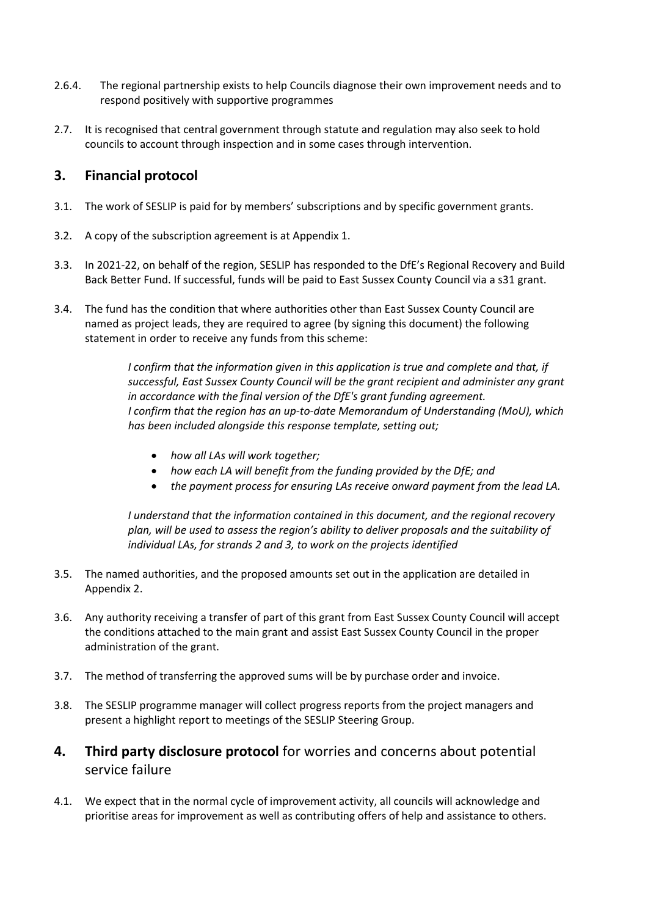2.6.4. The regional partnership exists to help Councils diagnose their own improvement needs and to respond positively with supportive programmes

2.7. It is recognised that central government through statute and regulation may also seek to hold councils to account through inspection and in some cases through intervention.

## 3. Financial protocol

3.1. The work of SESLIP is paid for by members' subscriptions and by specific government grants.

3.2. A copy of the subscription agreement is at Appendix 1.

3.3. In 2021-22, on behalf of the region, SESLIP has responded to the DfE's Regional Recovery and Build Back Better Fund. If successful, funds will be paid to East Sussex County Council via a s31 grant.

3.4. The fund has the condition that where authorities other than East Sussex County Council are named as project leads, they are required to agree (by signing this document) the following statement in order to receive any funds from this scheme:

> *I confirm that the information given in this application is true and complete and that, if successful, East Sussex County Council will be the grant recipient and administer any grant in accordance with the final version of the DfE's grant funding agreement.*
> *I confirm that the region has an up-to-date Memorandum of Understanding (MoU), which has been included alongside this response template, setting out;*
>
> - *how all LAs will work together;*
> - *how each LA will benefit from the funding provided by the DfE; and*
> - *the payment process for ensuring LAs receive onward payment from the lead LA.*
>
> *I understand that the information contained in this document, and the regional recovery plan, will be used to assess the region's ability to deliver proposals and the suitability of individual LAs, for strands 2 and 3, to work on the projects identified*

3.5. The named authorities, and the proposed amounts set out in the application are detailed in Appendix 2.

3.6. Any authority receiving a transfer of part of this grant from East Sussex County Council will accept the conditions attached to the main grant and assist East Sussex County Council in the proper administration of the grant.

3.7. The method of transferring the approved sums will be by purchase order and invoice.

3.8. The SESLIP programme manager will collect progress reports from the project managers and present a highlight report to meetings of the SESLIP Steering Group.

## 4. **Third party disclosure protocol** for worries and concerns about potential service failure

4.1. We expect that in the normal cycle of improvement activity, all councils will acknowledge and prioritise areas for improvement as well as contributing offers of help and assistance to others.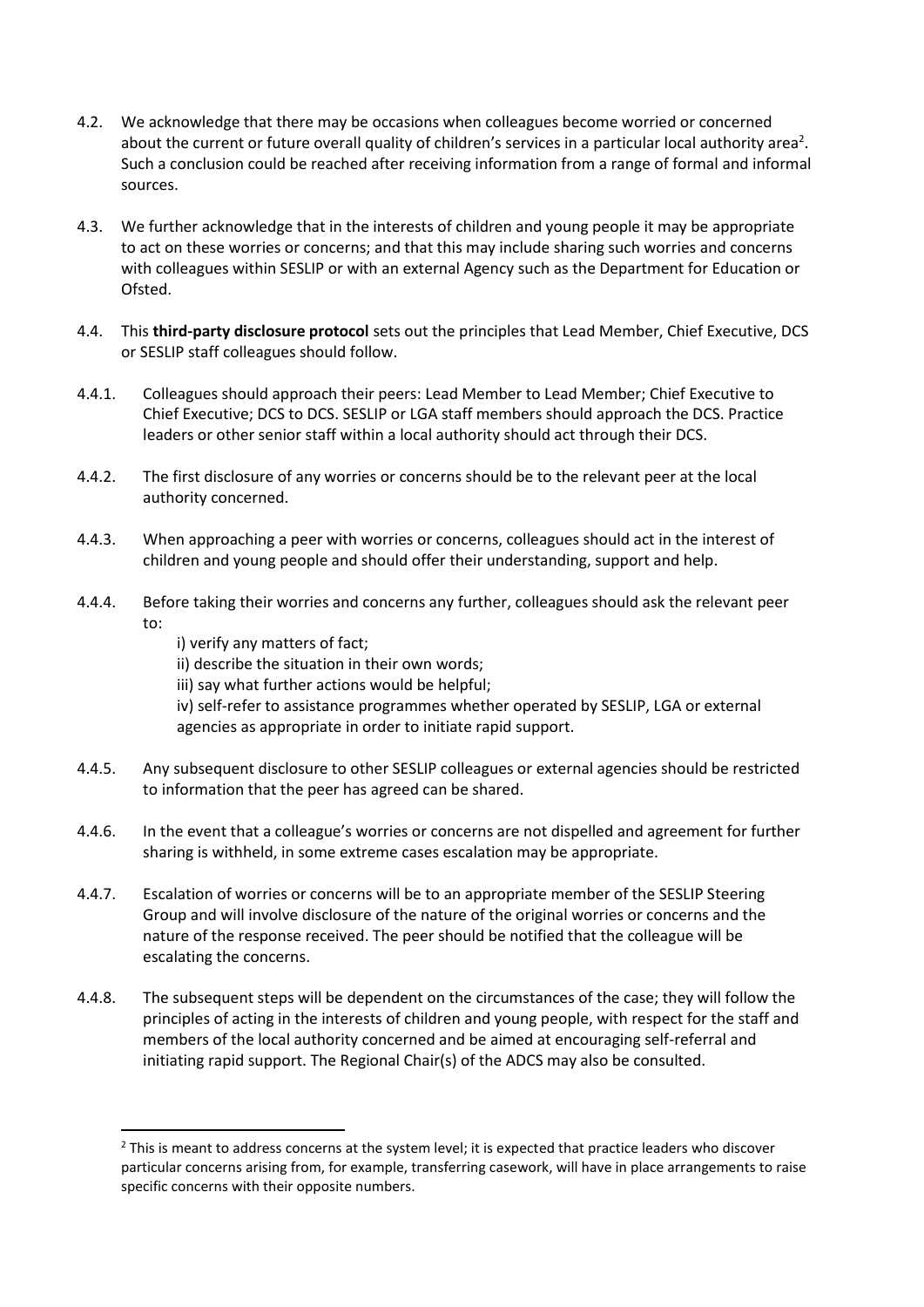4.2. We acknowledge that there may be occasions when colleagues become worried or concerned about the current or future overall quality of children's services in a particular local authority area[2]. Such a conclusion could be reached after receiving information from a range of formal and informal sources.

4.3. We further acknowledge that in the interests of children and young people it may be appropriate to act on these worries or concerns; and that this may include sharing such worries and concerns with colleagues within SESLIP or with an external Agency such as the Department for Education or Ofsted.

4.4. This **third-party disclosure protocol** sets out the principles that Lead Member, Chief Executive, DCS or SESLIP staff colleagues should follow.

4.4.1. Colleagues should approach their peers: Lead Member to Lead Member; Chief Executive to Chief Executive; DCS to DCS. SESLIP or LGA staff members should approach the DCS. Practice leaders or other senior staff within a local authority should act through their DCS.

4.4.2. The first disclosure of any worries or concerns should be to the relevant peer at the local authority concerned.

4.4.3. When approaching a peer with worries or concerns, colleagues should act in the interest of children and young people and should offer their understanding, support and help.

4.4.4. Before taking their worries and concerns any further, colleagues should ask the relevant peer to:

i) verify any matters of fact;
ii) describe the situation in their own words;
iii) say what further actions would be helpful;
iv) self-refer to assistance programmes whether operated by SESLIP, LGA or external agencies as appropriate in order to initiate rapid support.

4.4.5. Any subsequent disclosure to other SESLIP colleagues or external agencies should be restricted to information that the peer has agreed can be shared.

4.4.6. In the event that a colleague's worries or concerns are not dispelled and agreement for further sharing is withheld, in some extreme cases escalation may be appropriate.

4.4.7. Escalation of worries or concerns will be to an appropriate member of the SESLIP Steering Group and will involve disclosure of the nature of the original worries or concerns and the nature of the response received. The peer should be notified that the colleague will be escalating the concerns.

4.4.8. The subsequent steps will be dependent on the circumstances of the case; they will follow the principles of acting in the interests of children and young people, with respect for the staff and members of the local authority concerned and be aimed at encouraging self-referral and initiating rapid support. The Regional Chair(s) of the ADCS may also be consulted.

[2] This is meant to address concerns at the system level; it is expected that practice leaders who discover particular concerns arising from, for example, transferring casework, will have in place arrangements to raise specific concerns with their opposite numbers.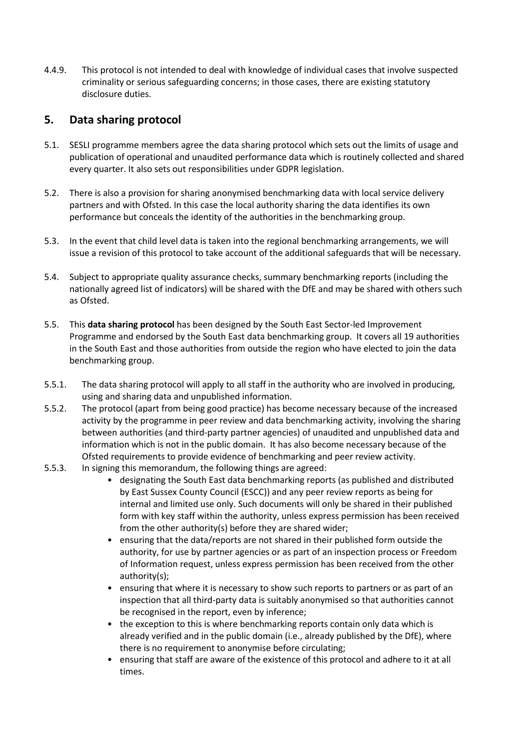4.4.9. This protocol is not intended to deal with knowledge of individual cases that involve suspected criminality or serious safeguarding concerns; in those cases, there are existing statutory disclosure duties.

## 5. Data sharing protocol

5.1. SESLI programme members agree the data sharing protocol which sets out the limits of usage and publication of operational and unaudited performance data which is routinely collected and shared every quarter. It also sets out responsibilities under GDPR legislation.

5.2. There is also a provision for sharing anonymised benchmarking data with local service delivery partners and with Ofsted. In this case the local authority sharing the data identifies its own performance but conceals the identity of the authorities in the benchmarking group.

5.3. In the event that child level data is taken into the regional benchmarking arrangements, we will issue a revision of this protocol to take account of the additional safeguards that will be necessary.

5.4. Subject to appropriate quality assurance checks, summary benchmarking reports (including the nationally agreed list of indicators) will be shared with the DfE and may be shared with others such as Ofsted.

5.5. This **data sharing protocol** has been designed by the South East Sector-led Improvement Programme and endorsed by the South East data benchmarking group. It covers all 19 authorities in the South East and those authorities from outside the region who have elected to join the data benchmarking group.

5.5.1. The data sharing protocol will apply to all staff in the authority who are involved in producing, using and sharing data and unpublished information.

5.5.2. The protocol (apart from being good practice) has become necessary because of the increased activity by the programme in peer review and data benchmarking activity, involving the sharing between authorities (and third-party partner agencies) of unaudited and unpublished data and information which is not in the public domain. It has also become necessary because of the Ofsted requirements to provide evidence of benchmarking and peer review activity.

5.5.3. In signing this memorandum, the following things are agreed:

- designating the South East data benchmarking reports (as published and distributed by East Sussex County Council (ESCC)) and any peer review reports as being for internal and limited use only. Such documents will only be shared in their published form with key staff within the authority, unless express permission has been received from the other authority(s) before they are shared wider;
- ensuring that the data/reports are not shared in their published form outside the authority, for use by partner agencies or as part of an inspection process or Freedom of Information request, unless express permission has been received from the other authority(s);
- ensuring that where it is necessary to show such reports to partners or as part of an inspection that all third-party data is suitably anonymised so that authorities cannot be recognised in the report, even by inference;
- the exception to this is where benchmarking reports contain only data which is already verified and in the public domain (i.e., already published by the DfE), where there is no requirement to anonymise before circulating;
- ensuring that staff are aware of the existence of this protocol and adhere to it at all times.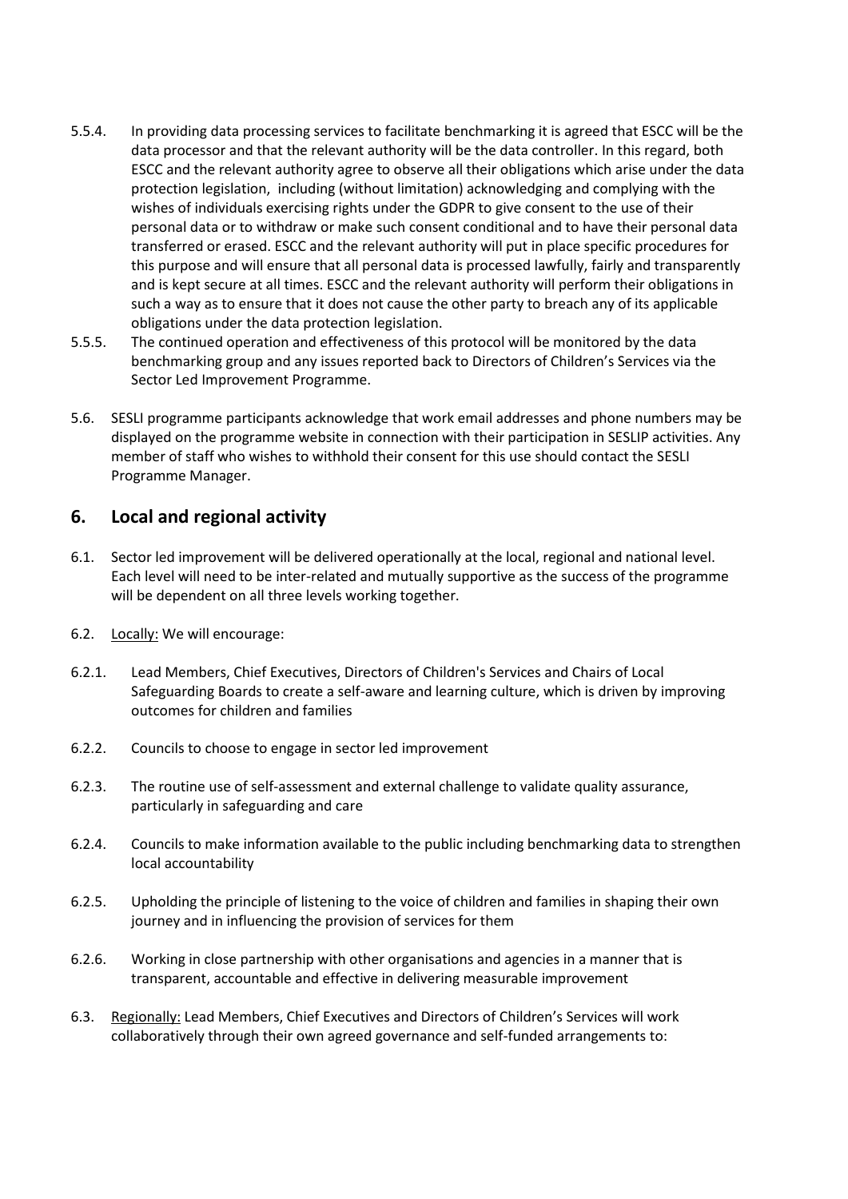5.5.4. In providing data processing services to facilitate benchmarking it is agreed that ESCC will be the data processor and that the relevant authority will be the data controller. In this regard, both ESCC and the relevant authority agree to observe all their obligations which arise under the data protection legislation, including (without limitation) acknowledging and complying with the wishes of individuals exercising rights under the GDPR to give consent to the use of their personal data or to withdraw or make such consent conditional and to have their personal data transferred or erased. ESCC and the relevant authority will put in place specific procedures for this purpose and will ensure that all personal data is processed lawfully, fairly and transparently and is kept secure at all times. ESCC and the relevant authority will perform their obligations in such a way as to ensure that it does not cause the other party to breach any of its applicable obligations under the data protection legislation.

5.5.5. The continued operation and effectiveness of this protocol will be monitored by the data benchmarking group and any issues reported back to Directors of Children's Services via the Sector Led Improvement Programme.

5.6. SESLI programme participants acknowledge that work email addresses and phone numbers may be displayed on the programme website in connection with their participation in SESLIP activities. Any member of staff who wishes to withhold their consent for this use should contact the SESLI Programme Manager.

## 6. Local and regional activity

6.1. Sector led improvement will be delivered operationally at the local, regional and national level. Each level will need to be inter-related and mutually supportive as the success of the programme will be dependent on all three levels working together.

6.2. Locally: We will encourage:

6.2.1. Lead Members, Chief Executives, Directors of Children's Services and Chairs of Local Safeguarding Boards to create a self-aware and learning culture, which is driven by improving outcomes for children and families

6.2.2. Councils to choose to engage in sector led improvement

6.2.3. The routine use of self-assessment and external challenge to validate quality assurance, particularly in safeguarding and care

6.2.4. Councils to make information available to the public including benchmarking data to strengthen local accountability

6.2.5. Upholding the principle of listening to the voice of children and families in shaping their own journey and in influencing the provision of services for them

6.2.6. Working in close partnership with other organisations and agencies in a manner that is transparent, accountable and effective in delivering measurable improvement

6.3. Regionally: Lead Members, Chief Executives and Directors of Children's Services will work collaboratively through their own agreed governance and self-funded arrangements to: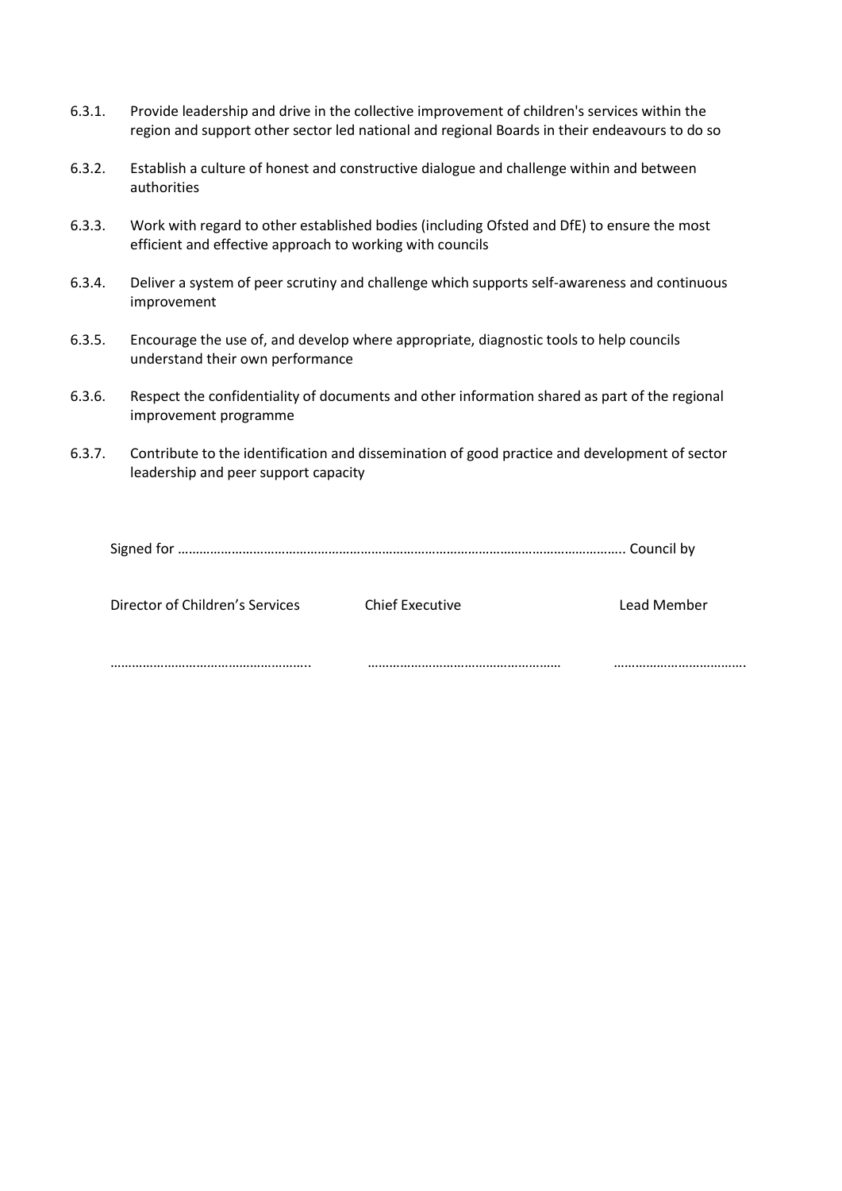6.3.1. Provide leadership and drive in the collective improvement of children's services within the region and support other sector led national and regional Boards in their endeavours to do so

6.3.2. Establish a culture of honest and constructive dialogue and challenge within and between authorities

6.3.3. Work with regard to other established bodies (including Ofsted and DfE) to ensure the most efficient and effective approach to working with councils

6.3.4. Deliver a system of peer scrutiny and challenge which supports self-awareness and continuous improvement

6.3.5. Encourage the use of, and develop where appropriate, diagnostic tools to help councils understand their own performance

6.3.6. Respect the confidentiality of documents and other information shared as part of the regional improvement programme

6.3.7. Contribute to the identification and dissemination of good practice and development of sector leadership and peer support capacity

Signed for ………………………………………………………………………………………………………….. Council by

| Director of Children's Services | Chief Executive | Lead Member |
|---|---|---|
| ……………………………………………….. | ……………………………………………… | ………………………………. |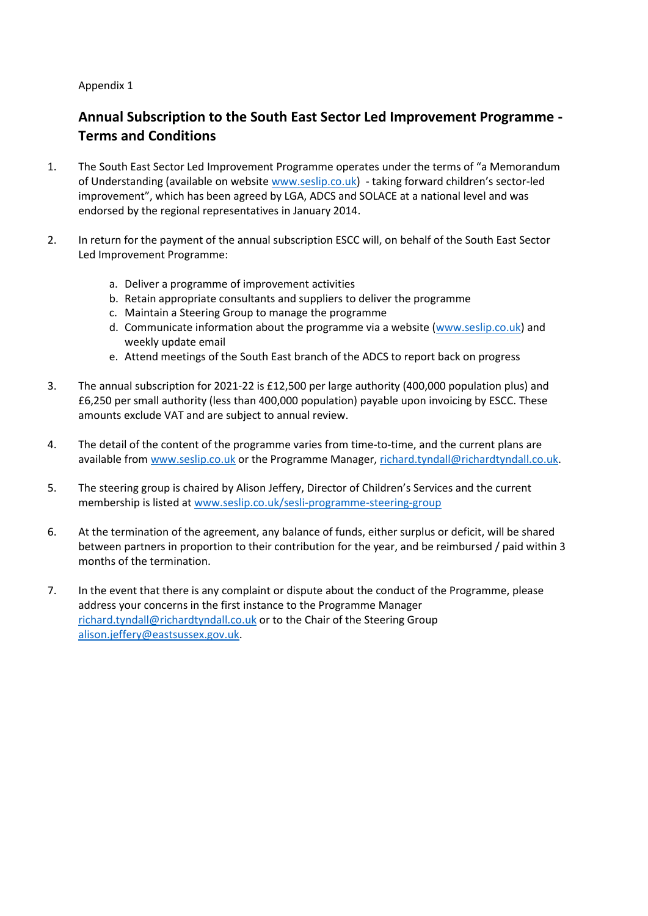Appendix 1

## Annual Subscription to the South East Sector Led Improvement Programme - Terms and Conditions

1. The South East Sector Led Improvement Programme operates under the terms of "a Memorandum of Understanding (available on website www.seslip.co.uk) - taking forward children's sector-led improvement", which has been agreed by LGA, ADCS and SOLACE at a national level and was endorsed by the regional representatives in January 2014.

2. In return for the payment of the annual subscription ESCC will, on behalf of the South East Sector Led Improvement Programme:

    a. Deliver a programme of improvement activities
    b. Retain appropriate consultants and suppliers to deliver the programme
    c. Maintain a Steering Group to manage the programme
    d. Communicate information about the programme via a website (www.seslip.co.uk) and weekly update email
    e. Attend meetings of the South East branch of the ADCS to report back on progress

3. The annual subscription for 2021-22 is £12,500 per large authority (400,000 population plus) and £6,250 per small authority (less than 400,000 population) payable upon invoicing by ESCC. These amounts exclude VAT and are subject to annual review.

4. The detail of the content of the programme varies from time-to-time, and the current plans are available from www.seslip.co.uk or the Programme Manager, richard.tyndall@richardtyndall.co.uk.

5. The steering group is chaired by Alison Jeffery, Director of Children's Services and the current membership is listed at www.seslip.co.uk/sesli-programme-steering-group

6. At the termination of the agreement, any balance of funds, either surplus or deficit, will be shared between partners in proportion to their contribution for the year, and be reimbursed / paid within 3 months of the termination.

7. In the event that there is any complaint or dispute about the conduct of the Programme, please address your concerns in the first instance to the Programme Manager richard.tyndall@richardtyndall.co.uk or to the Chair of the Steering Group alison.jeffery@eastsussex.gov.uk.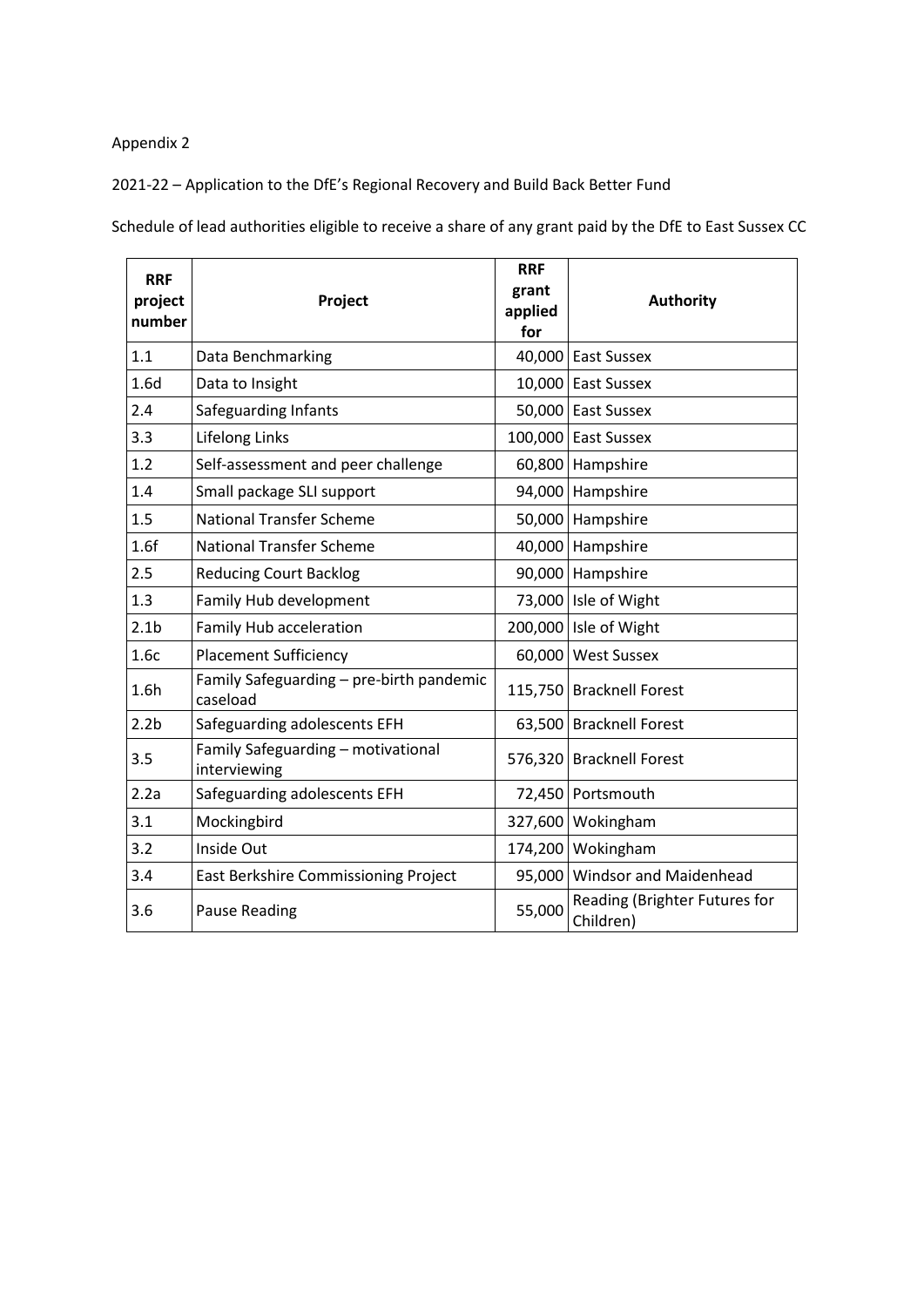Appendix 2

2021-22 – Application to the DfE's Regional Recovery and Build Back Better Fund

Schedule of lead authorities eligible to receive a share of any grant paid by the DfE to East Sussex CC

| RRF project number | Project | RRF grant applied for | Authority |
|---|---|---|---|
| 1.1 | Data Benchmarking | 40,000 | East Sussex |
| 1.6d | Data to Insight | 10,000 | East Sussex |
| 2.4 | Safeguarding Infants | 50,000 | East Sussex |
| 3.3 | Lifelong Links | 100,000 | East Sussex |
| 1.2 | Self-assessment and peer challenge | 60,800 | Hampshire |
| 1.4 | Small package SLI support | 94,000 | Hampshire |
| 1.5 | National Transfer Scheme | 50,000 | Hampshire |
| 1.6f | National Transfer Scheme | 40,000 | Hampshire |
| 2.5 | Reducing Court Backlog | 90,000 | Hampshire |
| 1.3 | Family Hub development | 73,000 | Isle of Wight |
| 2.1b | Family Hub acceleration | 200,000 | Isle of Wight |
| 1.6c | Placement Sufficiency | 60,000 | West Sussex |
| 1.6h | Family Safeguarding – pre-birth pandemic caseload | 115,750 | Bracknell Forest |
| 2.2b | Safeguarding adolescents EFH | 63,500 | Bracknell Forest |
| 3.5 | Family Safeguarding – motivational interviewing | 576,320 | Bracknell Forest |
| 2.2a | Safeguarding adolescents EFH | 72,450 | Portsmouth |
| 3.1 | Mockingbird | 327,600 | Wokingham |
| 3.2 | Inside Out | 174,200 | Wokingham |
| 3.4 | East Berkshire Commissioning Project | 95,000 | Windsor and Maidenhead |
| 3.6 | Pause Reading | 55,000 | Reading (Brighter Futures for Children) |